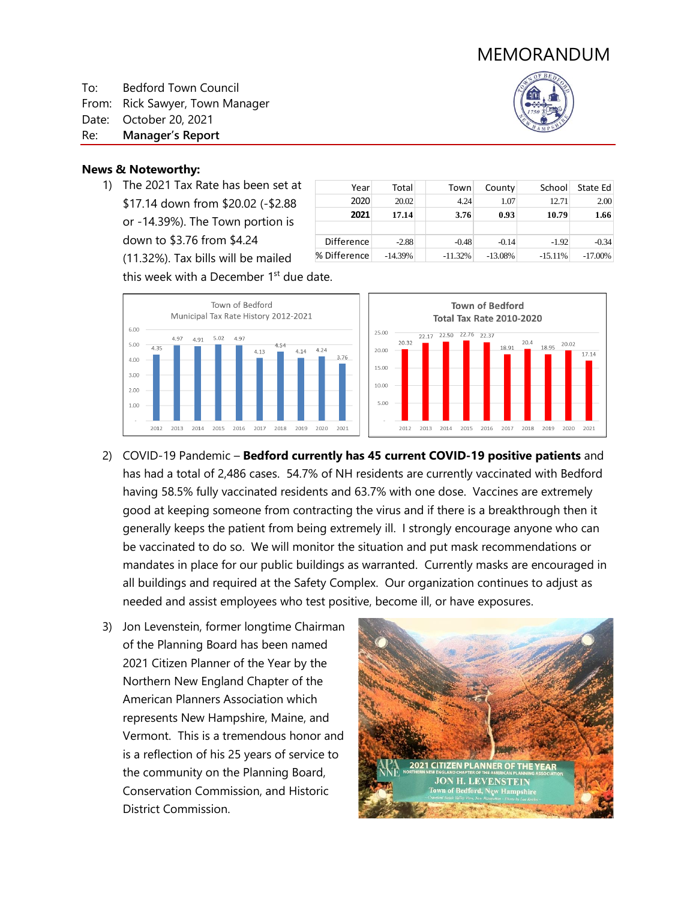# MEMORANDUM

To: Bedford Town Council
From: Rick Sawyer, Town Manager
Date: October 20, 2021
Re: **Manager's Report**

**News & Noteworthy:**

1) The 2021 Tax Rate has been set at $17.14 down from $20.02 (-$2.88 or -14.39%). The Town portion is down to $3.76 from $4.24 (11.32%). Tax bills will be mailed this week with a December 1st due date.

| Year | Total | Town | County | School | State Ed |
|---|---|---|---|---|---|
| 2020 | 20.02 | 4.24 | 1.07 | 12.71 | 2.00 |
| **2021** | **17.14** | **3.76** | **0.93** | **10.79** | **1.66** |
| | | | | | |
| Difference | -2.88 | -0.48 | -0.14 | -1.92 | -0.34 |
| % Difference | -14.39% | -11.32% | -13.08% | -15.11% | -17.00% |

Town of Bedford Municipal Tax Rate History 2012-2021

| 2012 | 2013 | 2014 | 2015 | 2016 | 2017 | 2018 | 2019 | 2020 | 2021 |
|---|---|---|---|---|---|---|---|---|---|
| 4.35 | 4.97 | 4.91 | 5.02 | 4.97 | 4.13 | 4.54 | 4.14 | 4.24 | 3.76 |

Town of Bedford Total Tax Rate 2010-2020

| 2012 | 2013 | 2014 | 2015 | 2016 | 2017 | 2018 | 2019 | 2020 | 2021 |
|---|---|---|---|---|---|---|---|---|---|
| 20.32 | 22.17 | 22.50 | 22.76 | 22.37 | 18.91 | 20.4 | 18.95 | 20.02 | 17.14 |

2) COVID-19 Pandemic – **Bedford currently has 45 current COVID-19 positive patients** and has had a total of 2,486 cases. 54.7% of NH residents are currently vaccinated with Bedford having 58.5% fully vaccinated residents and 63.7% with one dose. Vaccines are extremely good at keeping someone from contracting the virus and if there is a breakthrough then it generally keeps the patient from being extremely ill. I strongly encourage anyone who can be vaccinated to do so. We will monitor the situation and put mask recommendations or mandates in place for our public buildings as warranted. Currently masks are encouraged in all buildings and required at the Safety Complex. Our organization continues to adjust as needed and assist employees who test positive, become ill, or have exposures.

3) Jon Levenstein, former longtime Chairman of the Planning Board has been named 2021 Citizen Planner of the Year by the Northern New England Chapter of the American Planners Association which represents New Hampshire, Maine, and Vermont. This is a tremendous honor and is a reflection of his 25 years of service to the community on the Planning Board, Conservation Commission, and Historic District Commission.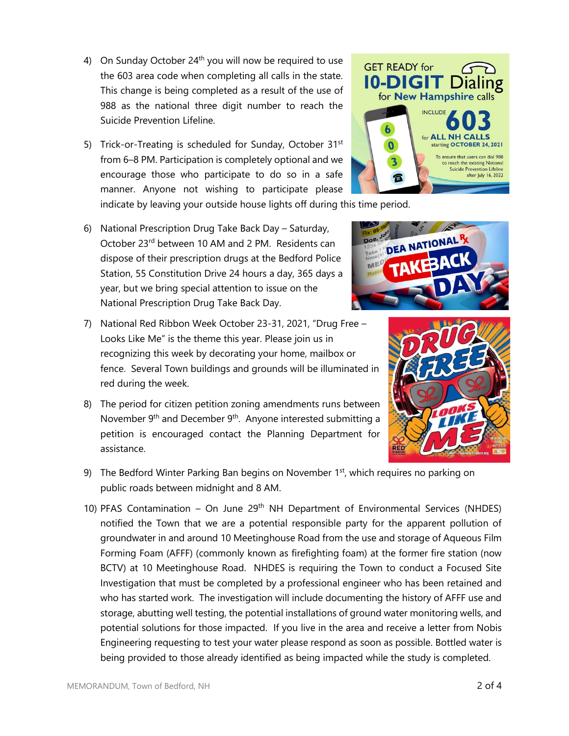4) On Sunday October 24th you will now be required to use the 603 area code when completing all calls in the state. This change is being completed as a result of the use of 988 as the national three digit number to reach the Suicide Prevention Lifeline.

5) Trick-or-Treating is scheduled for Sunday, October 31st from 6–8 PM. Participation is completely optional and we encourage those who participate to do so in a safe manner. Anyone not wishing to participate please indicate by leaving your outside house lights off during this time period.

6) National Prescription Drug Take Back Day – Saturday, October 23rd between 10 AM and 2 PM. Residents can dispose of their prescription drugs at the Bedford Police Station, 55 Constitution Drive 24 hours a day, 365 days a year, but we bring special attention to issue on the National Prescription Drug Take Back Day.

7) National Red Ribbon Week October 23-31, 2021, "Drug Free – Looks Like Me" is the theme this year. Please join us in recognizing this week by decorating your home, mailbox or fence. Several Town buildings and grounds will be illuminated in red during the week.

8) The period for citizen petition zoning amendments runs between November 9th and December 9th. Anyone interested submitting a petition is encouraged contact the Planning Department for assistance.

9) The Bedford Winter Parking Ban begins on November 1st, which requires no parking on public roads between midnight and 8 AM.

10) PFAS Contamination – On June 29th NH Department of Environmental Services (NHDES) notified the Town that we are a potential responsible party for the apparent pollution of groundwater in and around 10 Meetinghouse Road from the use and storage of Aqueous Film Forming Foam (AFFF) (commonly known as firefighting foam) at the former fire station (now BCTV) at 10 Meetinghouse Road. NHDES is requiring the Town to conduct a Focused Site Investigation that must be completed by a professional engineer who has been retained and who has started work. The investigation will include documenting the history of AFFF use and storage, abutting well testing, the potential installations of ground water monitoring wells, and potential solutions for those impacted. If you live in the area and receive a letter from Nobis Engineering requesting to test your water please respond as soon as possible. Bottled water is being provided to those already identified as being impacted while the study is completed.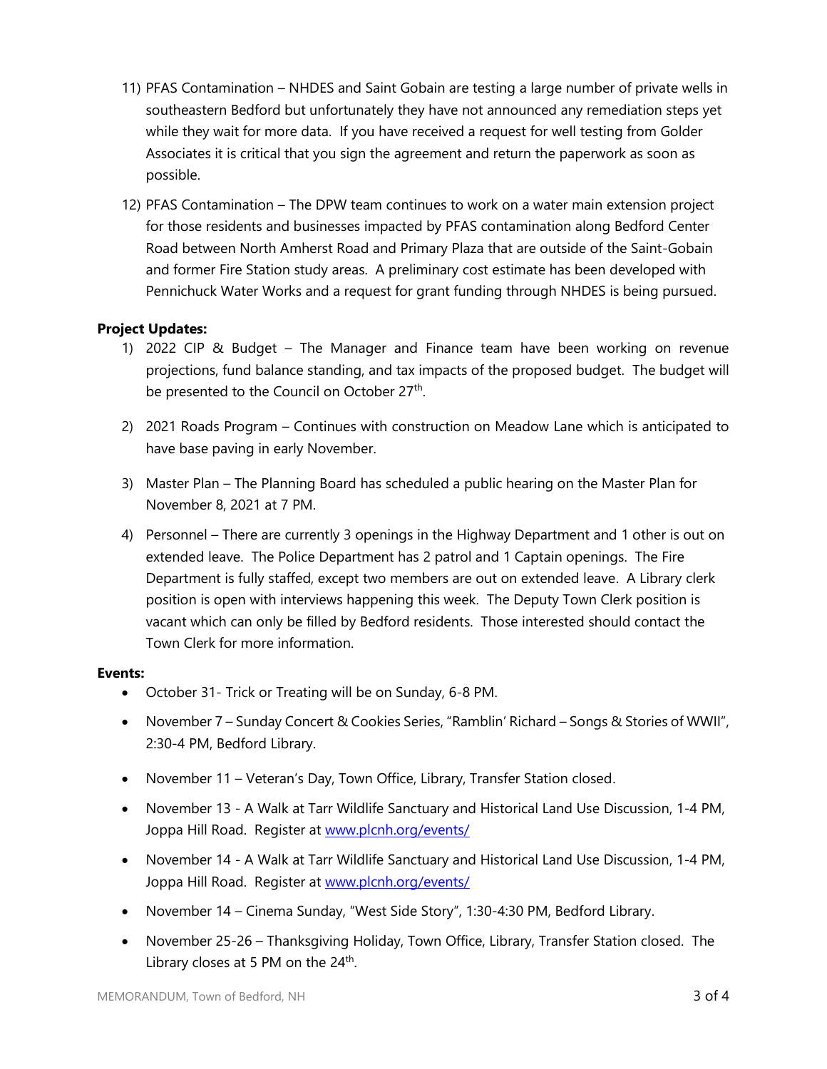11) PFAS Contamination – NHDES and Saint Gobain are testing a large number of private wells in southeastern Bedford but unfortunately they have not announced any remediation steps yet while they wait for more data. If you have received a request for well testing from Golder Associates it is critical that you sign the agreement and return the paperwork as soon as possible.

12) PFAS Contamination – The DPW team continues to work on a water main extension project for those residents and businesses impacted by PFAS contamination along Bedford Center Road between North Amherst Road and Primary Plaza that are outside of the Saint-Gobain and former Fire Station study areas. A preliminary cost estimate has been developed with Pennichuck Water Works and a request for grant funding through NHDES is being pursued.

**Project Updates:**

1) 2022 CIP & Budget – The Manager and Finance team have been working on revenue projections, fund balance standing, and tax impacts of the proposed budget. The budget will be presented to the Council on October 27th.

2) 2021 Roads Program – Continues with construction on Meadow Lane which is anticipated to have base paving in early November.

3) Master Plan – The Planning Board has scheduled a public hearing on the Master Plan for November 8, 2021 at 7 PM.

4) Personnel – There are currently 3 openings in the Highway Department and 1 other is out on extended leave. The Police Department has 2 patrol and 1 Captain openings. The Fire Department is fully staffed, except two members are out on extended leave. A Library clerk position is open with interviews happening this week. The Deputy Town Clerk position is vacant which can only be filled by Bedford residents. Those interested should contact the Town Clerk for more information.

**Events:**

- October 31- Trick or Treating will be on Sunday, 6-8 PM.
- November 7 – Sunday Concert & Cookies Series, "Ramblin' Richard – Songs & Stories of WWII", 2:30-4 PM, Bedford Library.
- November 11 – Veteran's Day, Town Office, Library, Transfer Station closed.
- November 13 - A Walk at Tarr Wildlife Sanctuary and Historical Land Use Discussion, 1-4 PM, Joppa Hill Road. Register at [www.plcnh.org/events/](http://www.plcnh.org/events/)
- November 14 - A Walk at Tarr Wildlife Sanctuary and Historical Land Use Discussion, 1-4 PM, Joppa Hill Road. Register at [www.plcnh.org/events/](http://www.plcnh.org/events/)
- November 14 – Cinema Sunday, "West Side Story", 1:30-4:30 PM, Bedford Library.
- November 25-26 – Thanksgiving Holiday, Town Office, Library, Transfer Station closed. The Library closes at 5 PM on the 24th.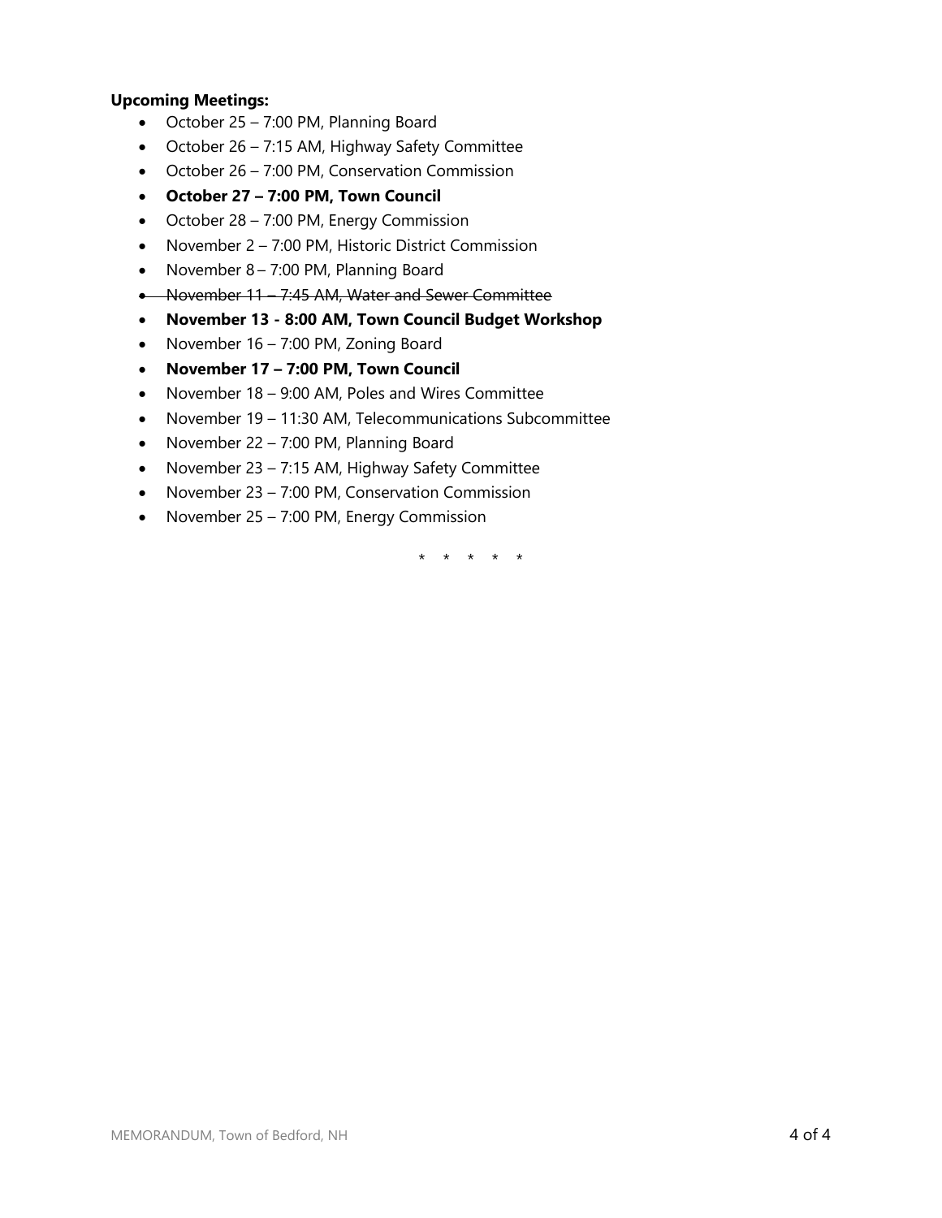**Upcoming Meetings:**

- October 25 – 7:00 PM, Planning Board
- October 26 – 7:15 AM, Highway Safety Committee
- October 26 – 7:00 PM, Conservation Commission
- **October 27 – 7:00 PM, Town Council**
- October 28 – 7:00 PM, Energy Commission
- November 2 – 7:00 PM, Historic District Commission
- November 8 – 7:00 PM, Planning Board
- ~~November 11 – 7:45 AM, Water and Sewer Committee~~
- **November 13 - 8:00 AM, Town Council Budget Workshop**
- November 16 – 7:00 PM, Zoning Board
- **November 17 – 7:00 PM, Town Council**
- November 18 – 9:00 AM, Poles and Wires Committee
- November 19 – 11:30 AM, Telecommunications Subcommittee
- November 22 – 7:00 PM, Planning Board
- November 23 – 7:15 AM, Highway Safety Committee
- November 23 – 7:00 PM, Conservation Commission
- November 25 – 7:00 PM, Energy Commission

\* \* \* \* \*